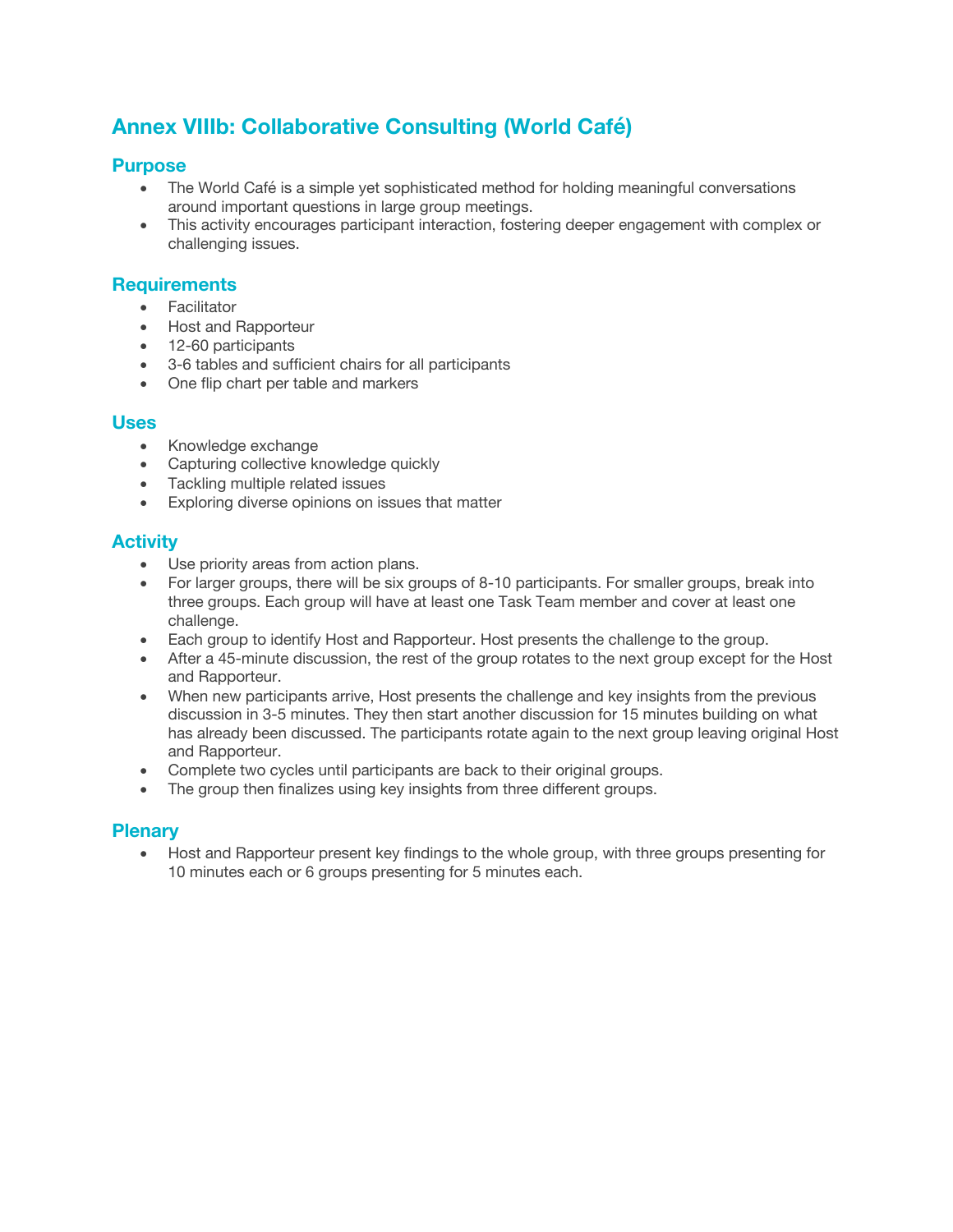# Annex VIIIb: Collaborative Consulting (World Café)

## Purpose

- The World Café is a simple yet sophisticated method for holding meaningful conversations around important questions in large group meetings.
- This activity encourages participant interaction, fostering deeper engagement with complex or challenging issues.

## Requirements

- Facilitator
- Host and Rapporteur
- 12-60 participants
- 3-6 tables and sufficient chairs for all participants
- One flip chart per table and markers

## Uses

- Knowledge exchange
- Capturing collective knowledge quickly
- Tackling multiple related issues
- Exploring diverse opinions on issues that matter

## Activity

- Use priority areas from action plans.
- For larger groups, there will be six groups of 8-10 participants. For smaller groups, break into three groups. Each group will have at least one Task Team member and cover at least one challenge.
- Each group to identify Host and Rapporteur. Host presents the challenge to the group.
- After a 45-minute discussion, the rest of the group rotates to the next group except for the Host and Rapporteur.
- When new participants arrive, Host presents the challenge and key insights from the previous discussion in 3-5 minutes. They then start another discussion for 15 minutes building on what has already been discussed. The participants rotate again to the next group leaving original Host and Rapporteur.
- Complete two cycles until participants are back to their original groups.
- The group then finalizes using key insights from three different groups.

## Plenary

- Host and Rapporteur present key findings to the whole group, with three groups presenting for 10 minutes each or 6 groups presenting for 5 minutes each.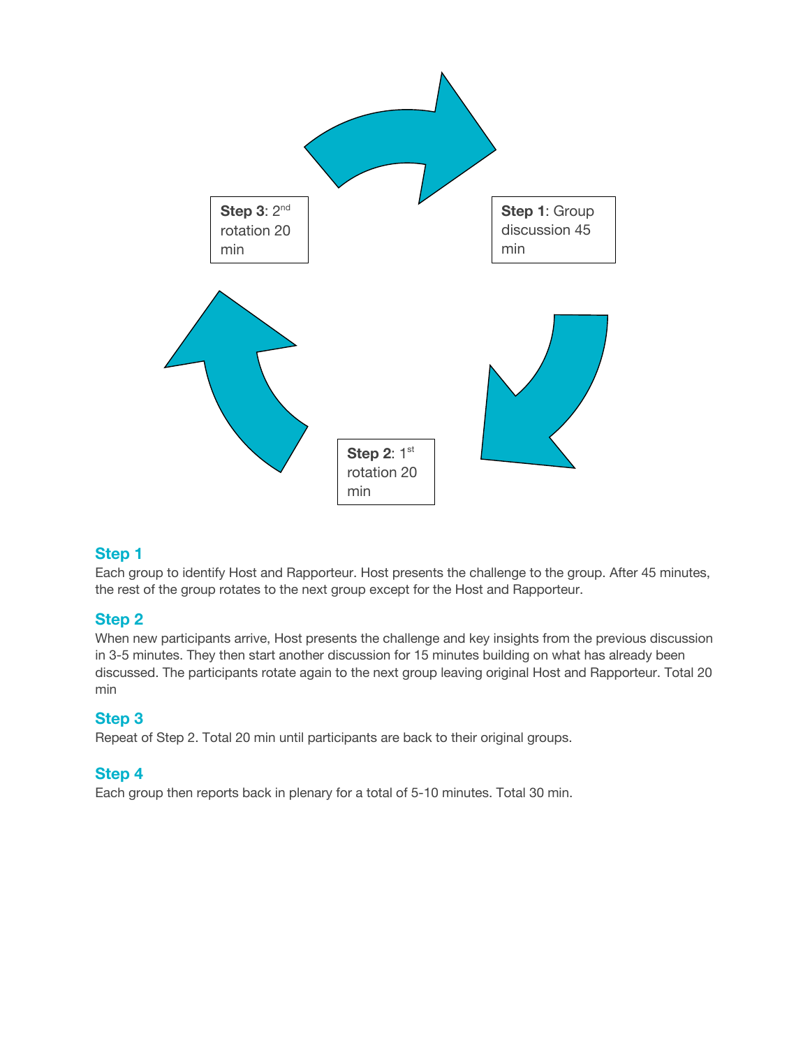**Step 1**: Group discussion 45 min

**Step 2**: 1st rotation 20 min

**Step 3**: 2nd rotation 20 min

### Step 1

Each group to identify Host and Rapporteur. Host presents the challenge to the group. After 45 minutes, the rest of the group rotates to the next group except for the Host and Rapporteur.

### Step 2

When new participants arrive, Host presents the challenge and key insights from the previous discussion in 3-5 minutes. They then start another discussion for 15 minutes building on what has already been discussed. The participants rotate again to the next group leaving original Host and Rapporteur. Total 20 min

### Step 3

Repeat of Step 2. Total 20 min until participants are back to their original groups.

### Step 4

Each group then reports back in plenary for a total of 5-10 minutes. Total 30 min.